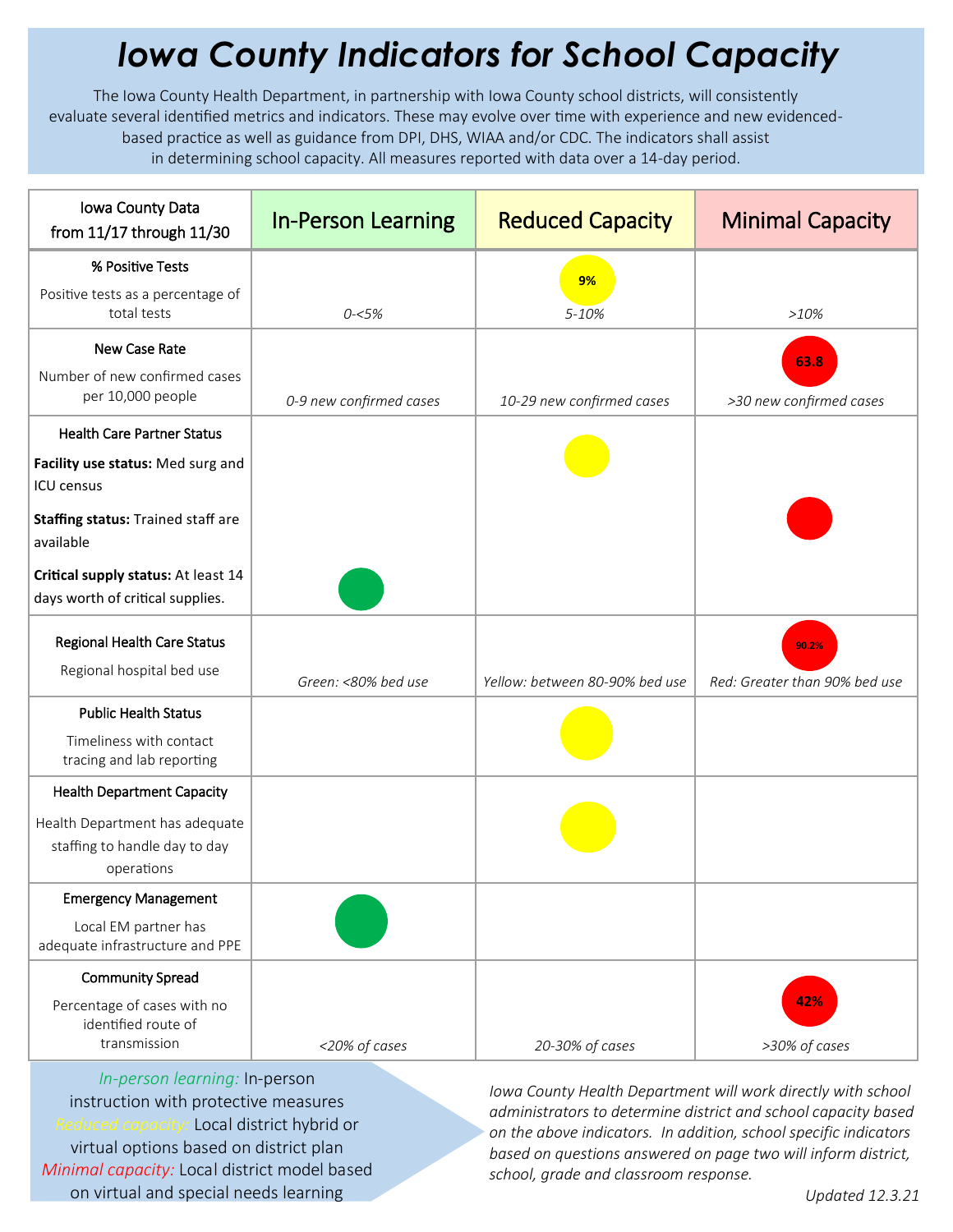# *Iowa County Indicators for School Capacity*

The Iowa County Health Department, in partnership with Iowa County school districts, will consistently evaluate several identified metrics and indicators. These may evolve over time with experience and new evidenced-based practice as well as guidance from DPI, DHS, WIAA and/or CDC. The indicators shall assist in determining school capacity. All measures reported with data over a 14-day period.

| Iowa County Data from 11/17 through 11/30 | In-Person Learning | Reduced Capacity | Minimal Capacity |
|---|---|---|---|
| **% Positive Tests**<br>Positive tests as a percentage of total tests | *0-<5%* | 9%<br>*5-10%* | *>10%* |
| **New Case Rate**<br>Number of new confirmed cases per 10,000 people | *0-9 new confirmed cases* | *10-29 new confirmed cases* | 63.8<br>*>30 new confirmed cases* |
| **Health Care Partner Status**<br>**Facility use status:** Med surg and ICU census<br>**Staffing status:** Trained staff are available<br>**Critical supply status:** At least 14 days worth of critical supplies. | ● (Critical supply status) | ● (Facility use status) | ● (Staffing status) |
| **Regional Health Care Status**<br>Regional hospital bed use | *Green: <80% bed use* | *Yellow: between 80-90% bed use* | 90.2%<br>*Red: Greater than 90% bed use* |
| **Public Health Status**<br>Timeliness with contact tracing and lab reporting | | ● | |
| **Health Department Capacity**<br>Health Department has adequate staffing to handle day to day operations | | ● | |
| **Emergency Management**<br>Local EM partner has adequate infrastructure and PPE | ● | | |
| **Community Spread**<br>Percentage of cases with no identified route of transmission | *<20% of cases* | *20-30% of cases* | 42%<br>*>30% of cases* |

*In-person learning:* In-person instruction with protective measures
*Reduced capacity:* Local district hybrid or virtual options based on district plan
*Minimal capacity:* Local district model based on virtual and special needs learning

*Iowa County Health Department will work directly with school administrators to determine district and school capacity based on the above indicators. In addition, school specific indicators based on questions answered on page two will inform district, school, grade and classroom response.*

*Updated 12.3.21*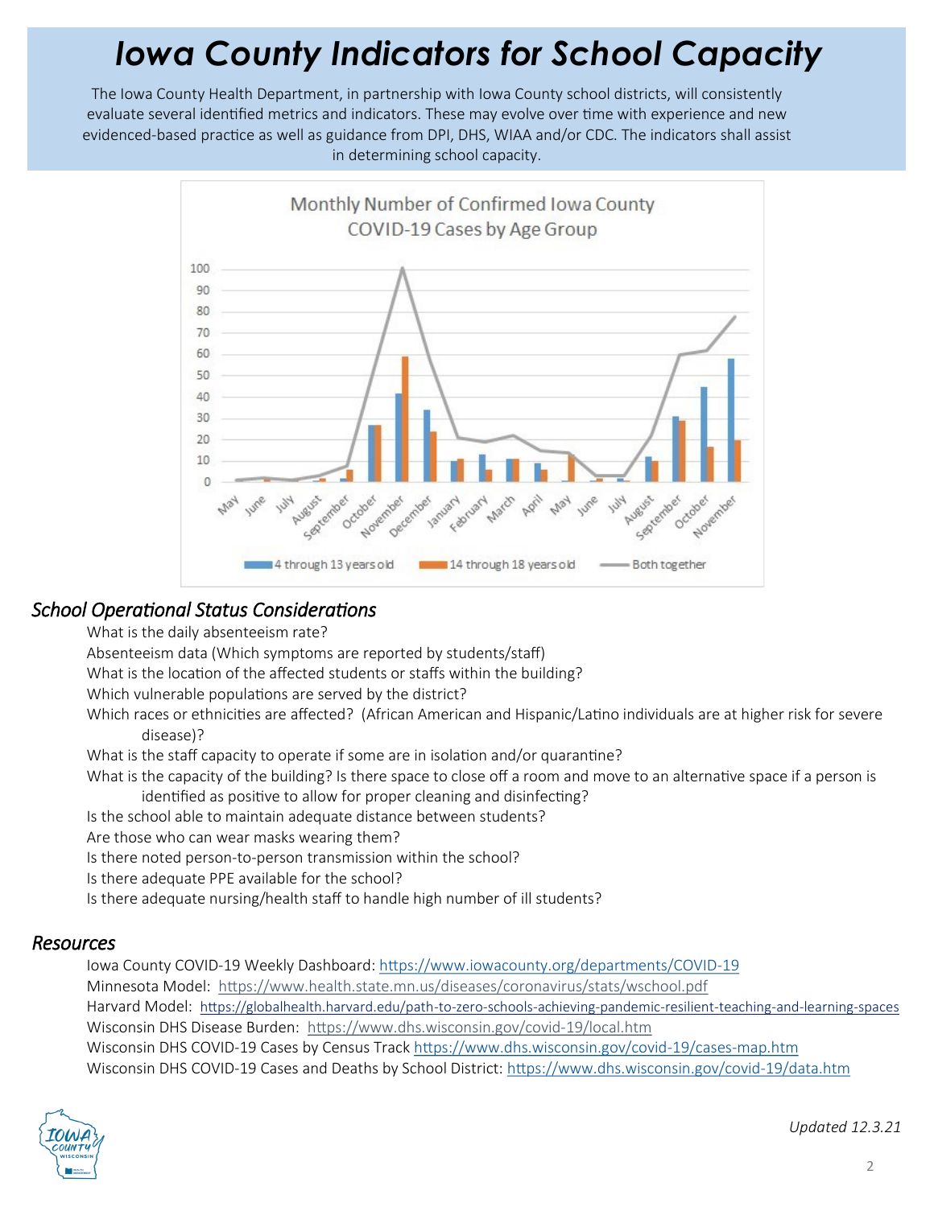# Iowa County Indicators for School Capacity

The Iowa County Health Department, in partnership with Iowa County school districts, will consistently evaluate several identified metrics and indicators. These may evolve over time with experience and new evidenced-based practice as well as guidance from DPI, DHS, WIAA and/or CDC. The indicators shall assist in determining school capacity.

Monthly Number of Confirmed Iowa County COVID-19 Cases by Age Group

100
90
80
70
60
50
40
30
20
10
0

May
June
July
August
September
October
November
December
January
February
March
April
May
June
July
August
September
October
November

4 through 13 years old
14 through 18 years old
Both together

## *School Operational Status Considerations*

What is the daily absenteeism rate?
Absenteeism data (Which symptoms are reported by students/staff)
What is the location of the affected students or staffs within the building?
Which vulnerable populations are served by the district?
Which races or ethnicities are affected? (African American and Hispanic/Latino individuals are at higher risk for severe disease)?
What is the staff capacity to operate if some are in isolation and/or quarantine?
What is the capacity of the building? Is there space to close off a room and move to an alternative space if a person is identified as positive to allow for proper cleaning and disinfecting?
Is the school able to maintain adequate distance between students?
Are those who can wear masks wearing them?
Is there noted person-to-person transmission within the school?
Is there adequate PPE available for the school?
Is there adequate nursing/health staff to handle high number of ill students?

## *Resources*

Iowa County COVID-19 Weekly Dashboard: https://www.iowacounty.org/departments/COVID-19
Minnesota Model: https://www.health.state.mn.us/diseases/coronavirus/stats/wschool.pdf
Harvard Model: https://globalhealth.harvard.edu/path-to-zero-schools-achieving-pandemic-resilient-teaching-and-learning-spaces
Wisconsin DHS Disease Burden: https://www.dhs.wisconsin.gov/covid-19/local.htm
Wisconsin DHS COVID-19 Cases by Census Track https://www.dhs.wisconsin.gov/covid-19/cases-map.htm
Wisconsin DHS COVID-19 Cases and Deaths by School District: https://www.dhs.wisconsin.gov/covid-19/data.htm

*Updated 12.3.21*